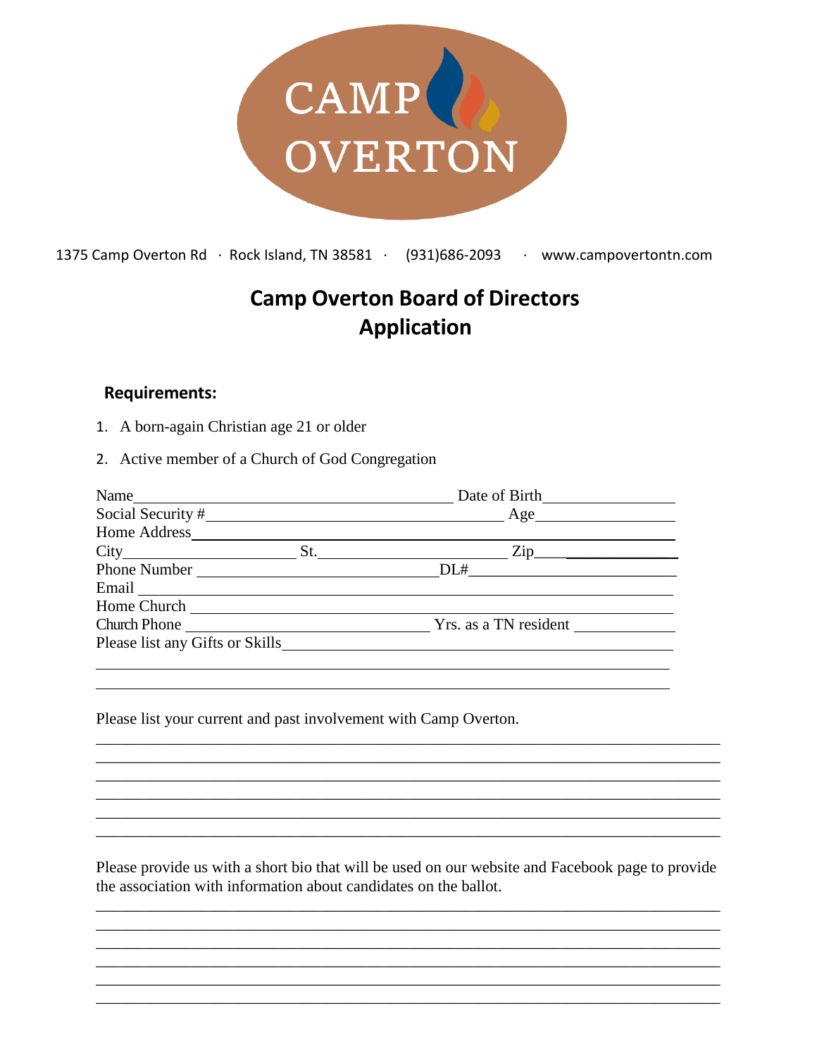CAMP OVERTON

1375 Camp Overton Rd · Rock Island, TN 38581 · (931)686-2093 · www.campovertontn.com

# Camp Overton Board of Directors Application

## Requirements:

1. A born-again Christian age 21 or older
2. Active member of a Church of God Congregation

Name________________________________________ Date of Birth________________

Social Security #_____________________________________ Age_________________

Home Address____________________________________________________________

City____________________ St.________________________ Zip_________________

Phone Number ____________________________ DL#_________________________

Email ___________________________________________________________________

Home Church _____________________________________________________________

Church Phone ____________________________ Yrs. as a TN resident ____________

Please list any Gifts or Skills____________________________________________

_________________________________________________________________________

_________________________________________________________________________

Please list your current and past involvement with Camp Overton.

_________________________________________________________________________

_________________________________________________________________________

_________________________________________________________________________

_________________________________________________________________________

_________________________________________________________________________

_________________________________________________________________________

Please provide us with a short bio that will be used on our website and Facebook page to provide the association with information about candidates on the ballot.

_________________________________________________________________________

_________________________________________________________________________

_________________________________________________________________________

_________________________________________________________________________

_________________________________________________________________________

_________________________________________________________________________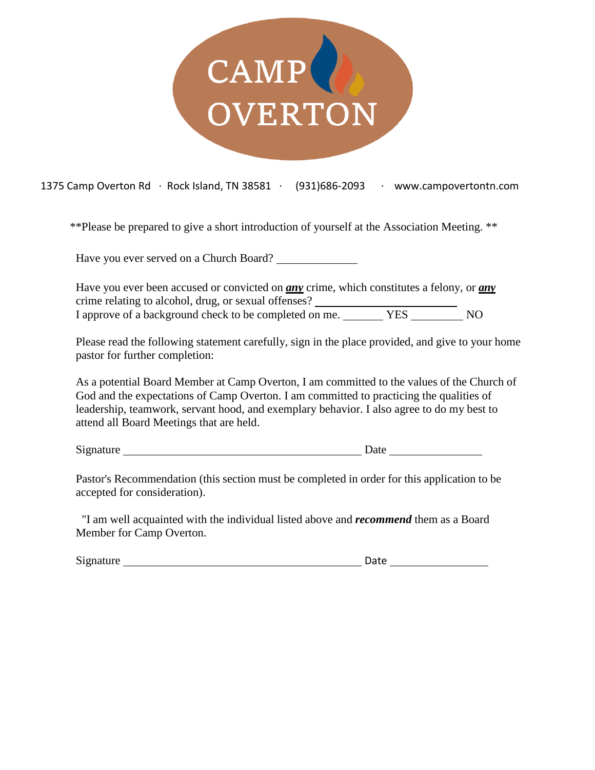CAMP OVERTON

1375 Camp Overton Rd · Rock Island, TN 38581 · (931)686-2093 · www.campovertontn.com

**Please be prepared to give a short introduction of yourself at the Association Meeting. **

Have you ever served on a Church Board? ______________

Have you ever been accused or convicted on ***any*** crime, which constitutes a felony, or ***any*** crime relating to alcohol, drug, or sexual offenses? ________________________
I approve of a background check to be completed on me. _______ YES _________ NO

Please read the following statement carefully, sign in the place provided, and give to your home pastor for further completion:

As a potential Board Member at Camp Overton, I am committed to the values of the Church of God and the expectations of Camp Overton. I am committed to practicing the qualities of leadership, teamwork, servant hood, and exemplary behavior. I also agree to do my best to attend all Board Meetings that are held.

Signature ________________________________________ Date ________________

Pastor's Recommendation (this section must be completed in order for this application to be accepted for consideration).

"I am well acquainted with the individual listed above and ***recommend*** them as a Board Member for Camp Overton.

Signature ________________________________________ Date ________________